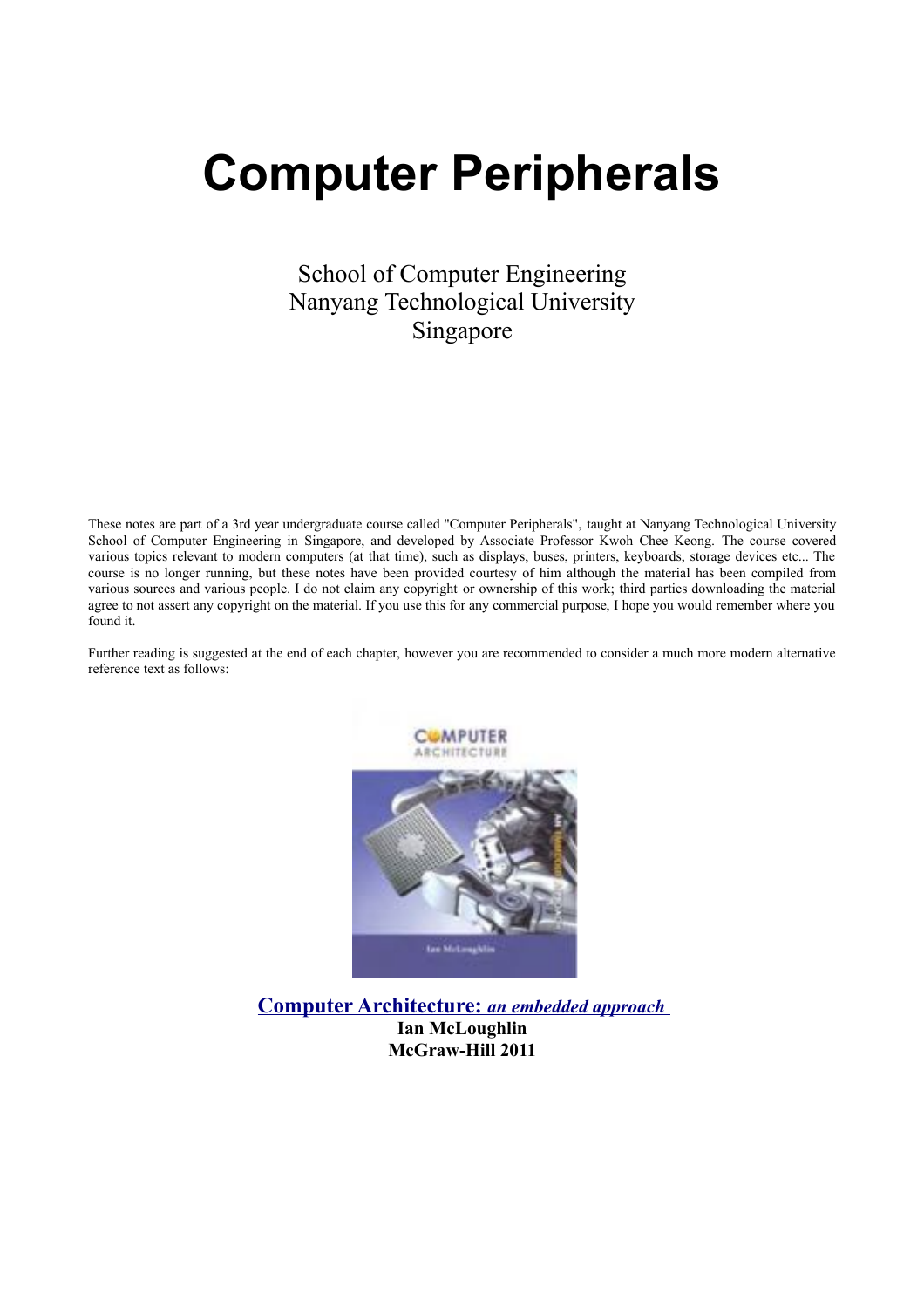# Computer Peripherals

School of Computer Engineering
Nanyang Technological University
Singapore

These notes are part of a 3rd year undergraduate course called "Computer Peripherals", taught at Nanyang Technological University School of Computer Engineering in Singapore, and developed by Associate Professor Kwoh Chee Keong. The course covered various topics relevant to modern computers (at that time), such as displays, buses, printers, keyboards, storage devices etc... The course is no longer running, but these notes have been provided courtesy of him although the material has been compiled from various sources and various people. I do not claim any copyright or ownership of this work; third parties downloading the material agree to not assert any copyright on the material. If you use this for any commercial purpose, I hope you would remember where you found it.

Further reading is suggested at the end of each chapter, however you are recommended to consider a much more modern alternative reference text as follows:

**Computer Architecture:** ***an embedded approach***
**Ian McLoughlin**
**McGraw-Hill 2011**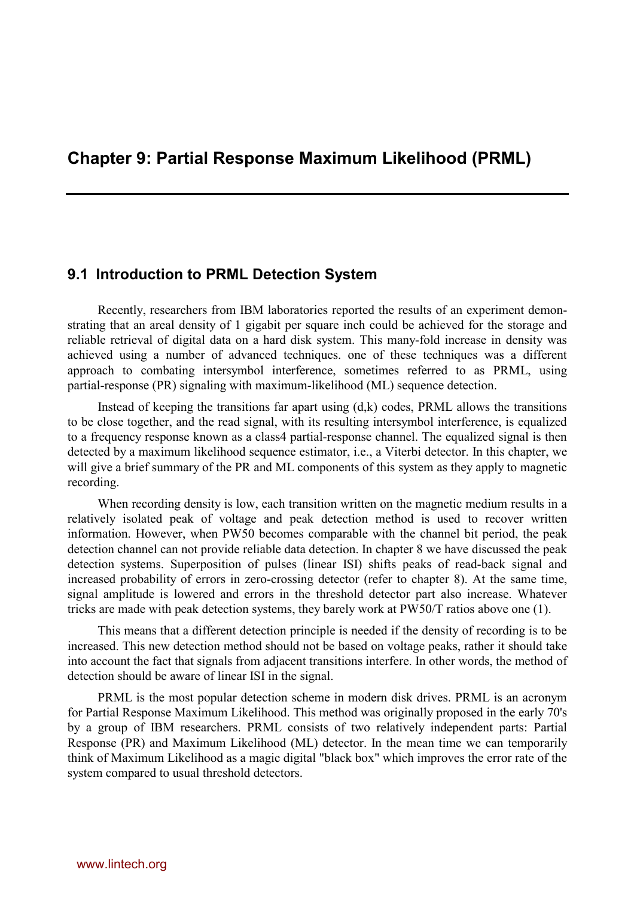# Chapter 9: Partial Response Maximum Likelihood (PRML)

## 9.1 Introduction to PRML Detection System

Recently, researchers from IBM laboratories reported the results of an experiment demonstrating that an areal density of 1 gigabit per square inch could be achieved for the storage and reliable retrieval of digital data on a hard disk system. This many-fold increase in density was achieved using a number of advanced techniques. one of these techniques was a different approach to combating intersymbol interference, sometimes referred to as PRML, using partial-response (PR) signaling with maximum-likelihood (ML) sequence detection.

Instead of keeping the transitions far apart using (d,k) codes, PRML allows the transitions to be close together, and the read signal, with its resulting intersymbol interference, is equalized to a frequency response known as a class4 partial-response channel. The equalized signal is then detected by a maximum likelihood sequence estimator, i.e., a Viterbi detector. In this chapter, we will give a brief summary of the PR and ML components of this system as they apply to magnetic recording.

When recording density is low, each transition written on the magnetic medium results in a relatively isolated peak of voltage and peak detection method is used to recover written information. However, when PW50 becomes comparable with the channel bit period, the peak detection channel can not provide reliable data detection. In chapter 8 we have discussed the peak detection systems. Superposition of pulses (linear ISI) shifts peaks of read-back signal and increased probability of errors in zero-crossing detector (refer to chapter 8). At the same time, signal amplitude is lowered and errors in the threshold detector part also increase. Whatever tricks are made with peak detection systems, they barely work at PW50/T ratios above one (1).

This means that a different detection principle is needed if the density of recording is to be increased. This new detection method should not be based on voltage peaks, rather it should take into account the fact that signals from adjacent transitions interfere. In other words, the method of detection should be aware of linear ISI in the signal.

PRML is the most popular detection scheme in modern disk drives. PRML is an acronym for Partial Response Maximum Likelihood. This method was originally proposed in the early 70's by a group of IBM researchers. PRML consists of two relatively independent parts: Partial Response (PR) and Maximum Likelihood (ML) detector. In the mean time we can temporarily think of Maximum Likelihood as a magic digital "black box" which improves the error rate of the system compared to usual threshold detectors.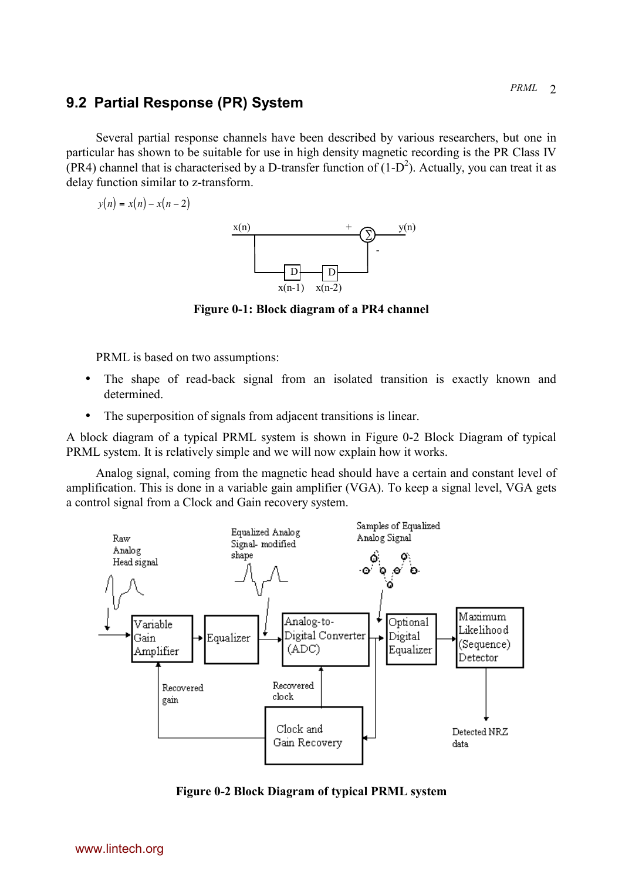## 9.2 Partial Response (PR) System

Several partial response channels have been described by various researchers, but one in particular has shown to be suitable for use in high density magnetic recording is the PR Class IV (PR4) channel that is characterised by a D-transfer function of $(1-D^2)$. Actually, you can treat it as delay function similar to z-transform.

$$y(n) = x(n) - x(n-2)$$

**Figure 0-1: Block diagram of a PR4 channel**

PRML is based on two assumptions:

- The shape of read-back signal from an isolated transition is exactly known and determined.
- The superposition of signals from adjacent transitions is linear.

A block diagram of a typical PRML system is shown in Figure 0-2 Block Diagram of typical PRML system. It is relatively simple and we will now explain how it works.

Analog signal, coming from the magnetic head should have a certain and constant level of amplification. This is done in a variable gain amplifier (VGA). To keep a signal level, VGA gets a control signal from a Clock and Gain recovery system.

**Figure 0-2 Block Diagram of typical PRML system**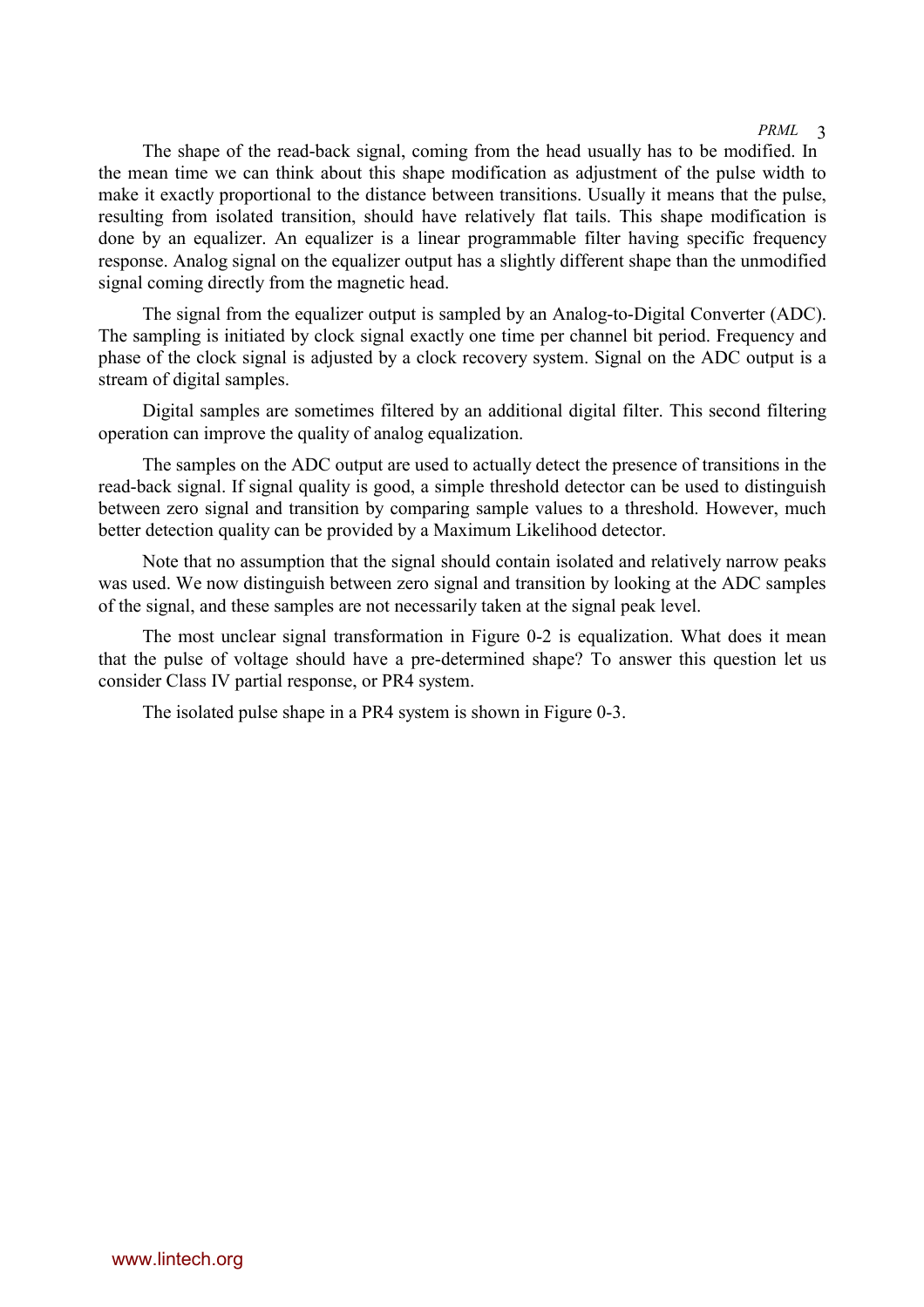The shape of the read-back signal, coming from the head usually has to be modified. In the mean time we can think about this shape modification as adjustment of the pulse width to make it exactly proportional to the distance between transitions. Usually it means that the pulse, resulting from isolated transition, should have relatively flat tails. This shape modification is done by an equalizer. An equalizer is a linear programmable filter having specific frequency response. Analog signal on the equalizer output has a slightly different shape than the unmodified signal coming directly from the magnetic head.

The signal from the equalizer output is sampled by an Analog-to-Digital Converter (ADC). The sampling is initiated by clock signal exactly one time per channel bit period. Frequency and phase of the clock signal is adjusted by a clock recovery system. Signal on the ADC output is a stream of digital samples.

Digital samples are sometimes filtered by an additional digital filter. This second filtering operation can improve the quality of analog equalization.

The samples on the ADC output are used to actually detect the presence of transitions in the read-back signal. If signal quality is good, a simple threshold detector can be used to distinguish between zero signal and transition by comparing sample values to a threshold. However, much better detection quality can be provided by a Maximum Likelihood detector.

Note that no assumption that the signal should contain isolated and relatively narrow peaks was used. We now distinguish between zero signal and transition by looking at the ADC samples of the signal, and these samples are not necessarily taken at the signal peak level.

The most unclear signal transformation in Figure 0-2 is equalization. What does it mean that the pulse of voltage should have a pre-determined shape? To answer this question let us consider Class IV partial response, or PR4 system.

The isolated pulse shape in a PR4 system is shown in Figure 0-3.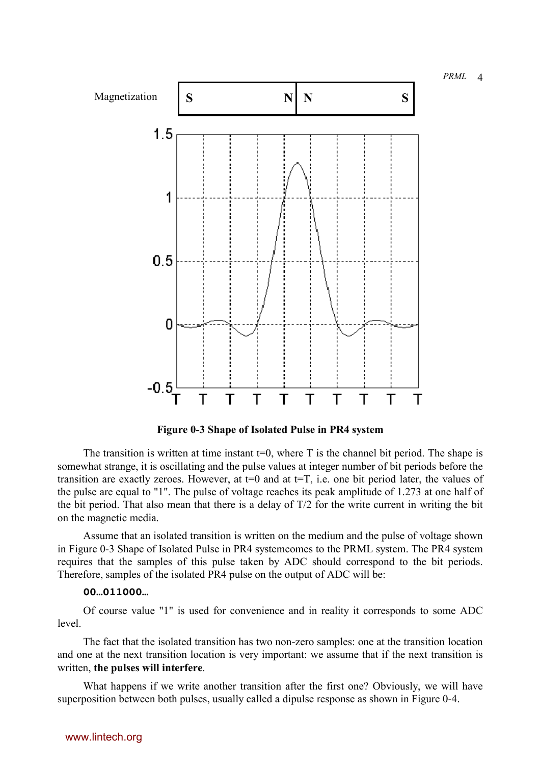Magnetization

| S | N | N | S |
|---|---|---|---|

Figure 0-3 Shape of Isolated Pulse in PR4 system

The transition is written at time instant t=0, where T is the channel bit period. The shape is somewhat strange, it is oscillating and the pulse values at integer number of bit periods before the transition are exactly zeroes. However, at t=0 and at t=T, i.e. one bit period later, the values of the pulse are equal to "1". The pulse of voltage reaches its peak amplitude of 1.273 at one half of the bit period. That also mean that there is a delay of T/2 for the write current in writing the bit on the magnetic media.

Assume that an isolated transition is written on the medium and the pulse of voltage shown in Figure 0-3 Shape of Isolated Pulse in PR4 systemcomes to the PRML system. The PR4 system requires that the samples of this pulse taken by ADC should correspond to the bit periods. Therefore, samples of the isolated PR4 pulse on the output of ADC will be:

**00…011000…**

Of course value "1" is used for convenience and in reality it corresponds to some ADC level.

The fact that the isolated transition has two non-zero samples: one at the transition location and one at the next transition location is very important: we assume that if the next transition is written, **the pulses will interfere**.

What happens if we write another transition after the first one? Obviously, we will have superposition between both pulses, usually called a dipulse response as shown in Figure 0-4.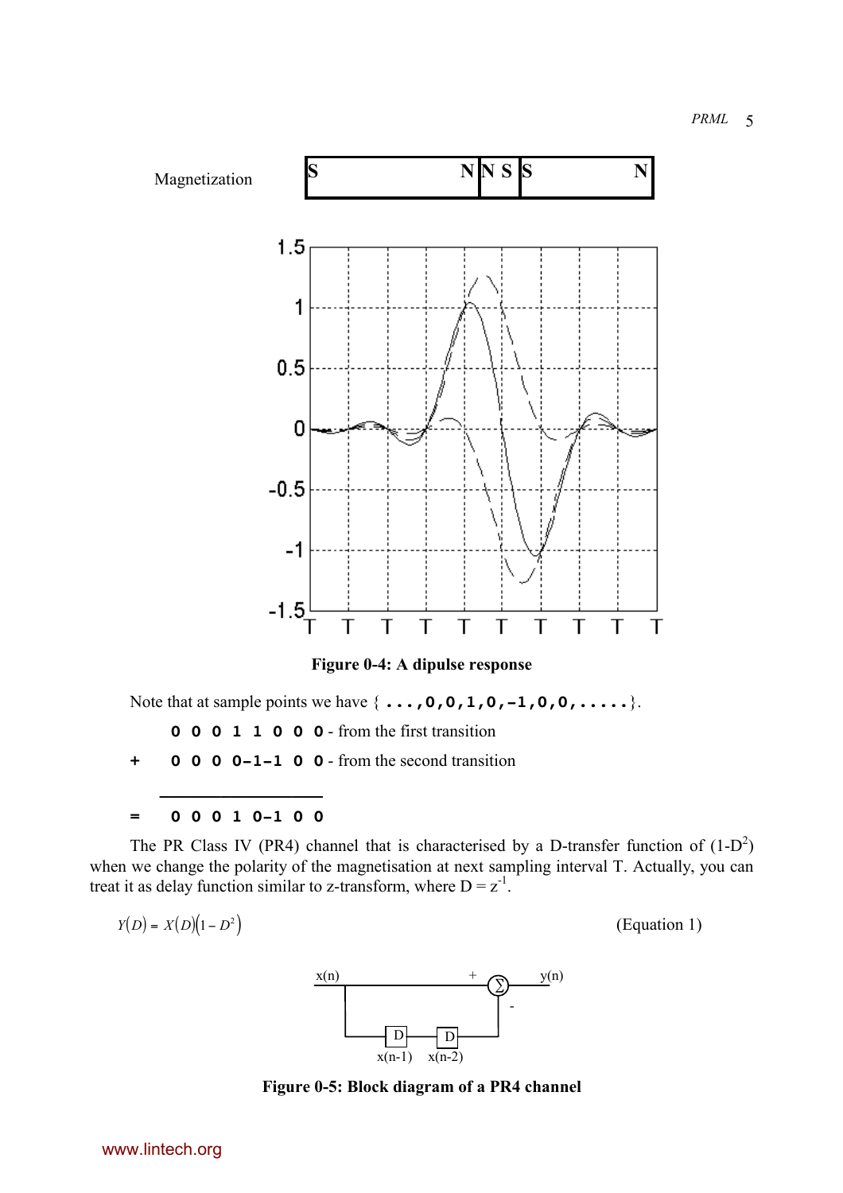Magnetization

| S N | N S | S N |
|---|---|---|

**Figure 0-4: A dipulse response**

Note that at sample points we have { `...,0,0,1,0,-1,0,0,.....`}.

```
    0 0 0 1 1 0 0 0 - from the first transition
+   0 0 0 0-1-1 0 0 - from the second transition
    _______________
=   0 0 0 1 0-1 0 0
```

The PR Class IV (PR4) channel that is characterised by a D-transfer function of $(1-D^2)$ when we change the polarity of the magnetisation at next sampling interval T. Actually, you can treat it as delay function similar to z-transform, where $D = z^{-1}$.

$$Y(D) = X(D)\left(1 - D^2\right) \qquad \text{(Equation 1)}$$

**Figure 0-5: Block diagram of a PR4 channel**

www.lintech.org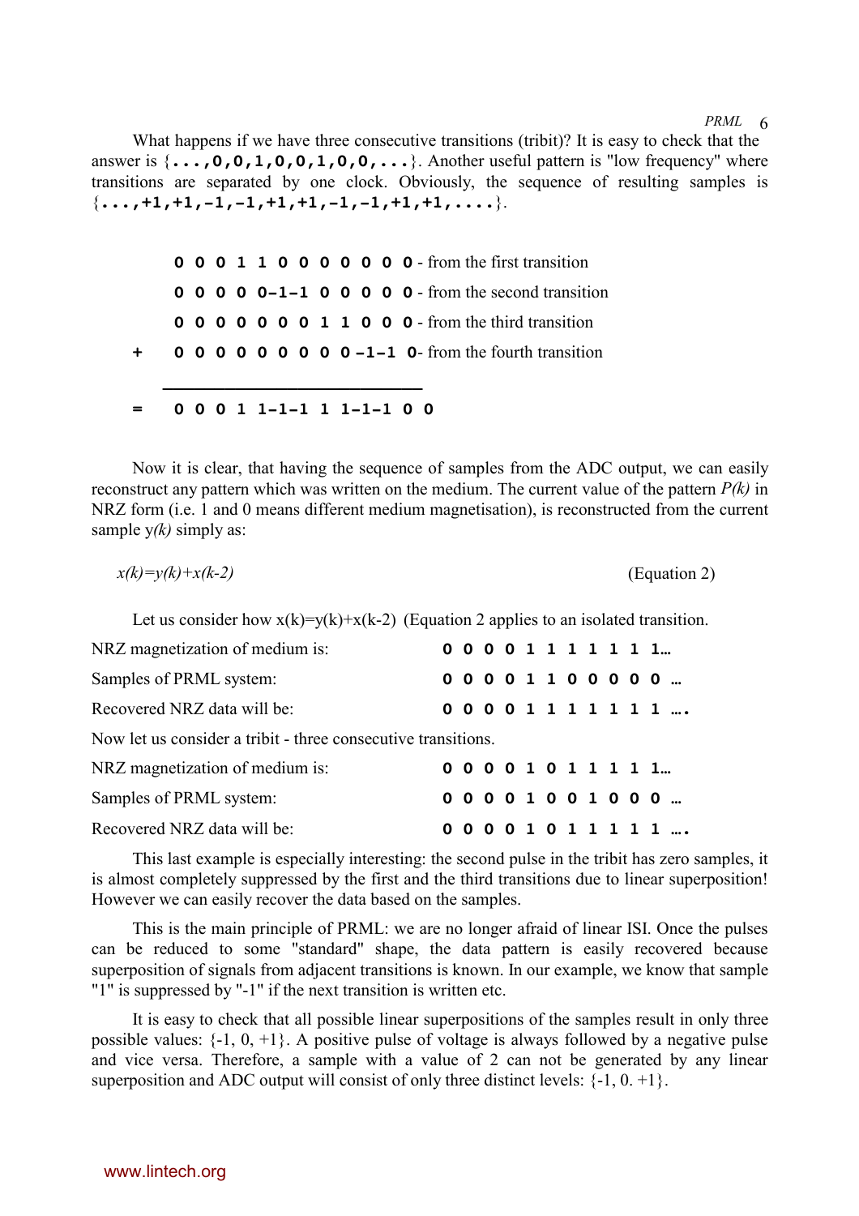What happens if we have three consecutive transitions (tribit)? It is easy to check that the answer is {**...,0,0,1,0,0,1,0,0,...**}. Another useful pattern is "low frequency" where transitions are separated by one clock. Obviously, the sequence of resulting samples is {**...,+1,+1,-1,-1,+1,+1,-1,-1,+1,+1,....**}.

```
    0 0 0 1 1 0 0 0 0 0 0 0 - from the first transition
    0 0 0 0 0-1-1 0 0 0 0 0 - from the second transition
    0 0 0 0 0 0 0 1 1 0 0 0 - from the third transition
+   0 0 0 0 0 0 0 0 0 -1-1 0- from the fourth transition
   ___________________________
=   0 0 0 1 1-1-1 1 1-1-1 0 0
```

Now it is clear, that having the sequence of samples from the ADC output, we can easily reconstruct any pattern which was written on the medium. The current value of the pattern *P(k)* in NRZ form (i.e. 1 and 0 means different medium magnetisation), is reconstructed from the current sample y*(k)* simply as:

$x(k)=y(k)+x(k-2)$ (Equation 2)

Let us consider how x(k)=y(k)+x(k-2) (Equation 2 applies to an isolated transition.

| | |
|---|---|
| NRZ magnetization of medium is: | **0 0 0 0 1 1 1 1 1 1 1…** |
| Samples of PRML system: | **0 0 0 0 1 1 0 0 0 0 0 …** |
| Recovered NRZ data will be: | **0 0 0 0 1 1 1 1 1 1 1 ….** |

Now let us consider a tribit - three consecutive transitions.

| | |
|---|---|
| NRZ magnetization of medium is: | **0 0 0 0 1 0 1 1 1 1 1…** |
| Samples of PRML system: | **0 0 0 0 1 0 0 1 0 0 0 …** |
| Recovered NRZ data will be: | **0 0 0 0 1 0 1 1 1 1 1 ….** |

This last example is especially interesting: the second pulse in the tribit has zero samples, it is almost completely suppressed by the first and the third transitions due to linear superposition! However we can easily recover the data based on the samples.

This is the main principle of PRML: we are no longer afraid of linear ISI. Once the pulses can be reduced to some "standard" shape, the data pattern is easily recovered because superposition of signals from adjacent transitions is known. In our example, we know that sample "1" is suppressed by "-1" if the next transition is written etc.

It is easy to check that all possible linear superpositions of the samples result in only three possible values: {-1, 0, +1}. A positive pulse of voltage is always followed by a negative pulse and vice versa. Therefore, a sample with a value of 2 can not be generated by any linear superposition and ADC output will consist of only three distinct levels: {-1, 0. +1}.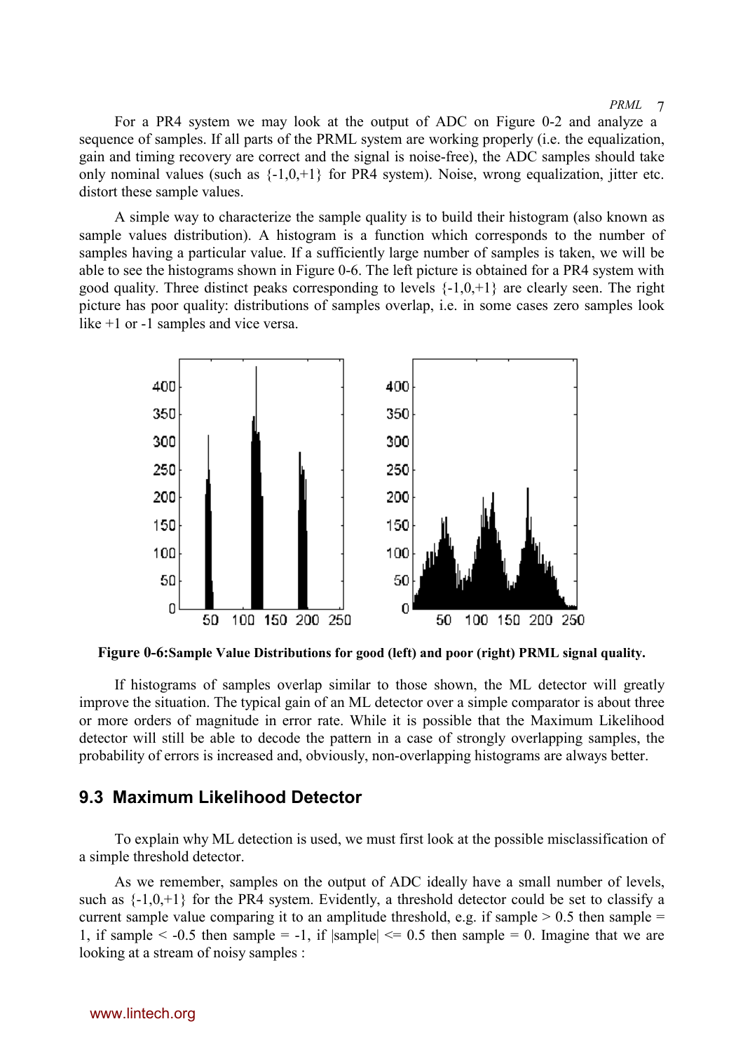For a PR4 system we may look at the output of ADC on Figure 0-2 and analyze a sequence of samples. If all parts of the PRML system are working properly (i.e. the equalization, gain and timing recovery are correct and the signal is noise-free), the ADC samples should take only nominal values (such as {-1,0,+1} for PR4 system). Noise, wrong equalization, jitter etc. distort these sample values.

A simple way to characterize the sample quality is to build their histogram (also known as sample values distribution). A histogram is a function which corresponds to the number of samples having a particular value. If a sufficiently large number of samples is taken, we will be able to see the histograms shown in Figure 0-6. The left picture is obtained for a PR4 system with good quality. Three distinct peaks corresponding to levels {-1,0,+1} are clearly seen. The right picture has poor quality: distributions of samples overlap, i.e. in some cases zero samples look like +1 or -1 samples and vice versa.

**Figure 0-6:Sample Value Distributions for good (left) and poor (right) PRML signal quality.**

If histograms of samples overlap similar to those shown, the ML detector will greatly improve the situation. The typical gain of an ML detector over a simple comparator is about three or more orders of magnitude in error rate. While it is possible that the Maximum Likelihood detector will still be able to decode the pattern in a case of strongly overlapping samples, the probability of errors is increased and, obviously, non-overlapping histograms are always better.

## 9.3 Maximum Likelihood Detector

To explain why ML detection is used, we must first look at the possible misclassification of a simple threshold detector.

As we remember, samples on the output of ADC ideally have a small number of levels, such as {-1,0,+1} for the PR4 system. Evidently, a threshold detector could be set to classify a current sample value comparing it to an amplitude threshold, e.g. if sample > 0.5 then sample = 1, if sample < -0.5 then sample = -1, if |sample| <= 0.5 then sample = 0. Imagine that we are looking at a stream of noisy samples :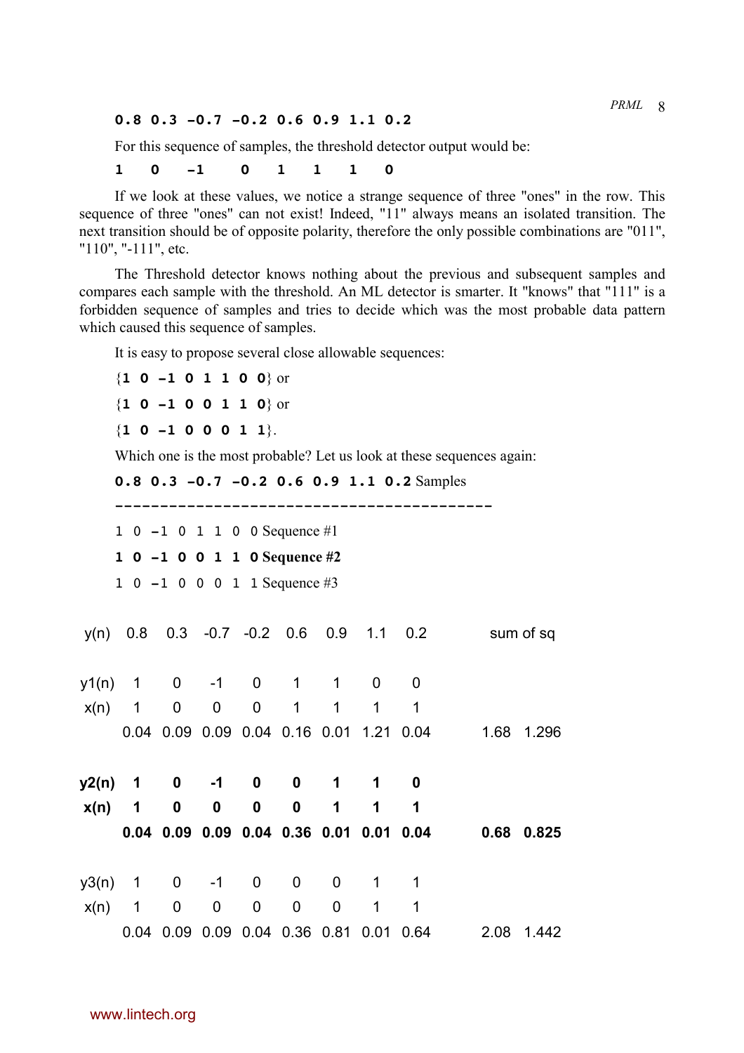**0.8 0.3 –0.7 –0.2 0.6 0.9 1.1 0.2**

For this sequence of samples, the threshold detector output would be:

**1 0 –1 0 1 1 1 0**

If we look at these values, we notice a strange sequence of three "ones" in the row. This sequence of three "ones" can not exist! Indeed, "11" always means an isolated transition. The next transition should be of opposite polarity, therefore the only possible combinations are "011", "110", "-111", etc.

The Threshold detector knows nothing about the previous and subsequent samples and compares each sample with the threshold. An ML detector is smarter. It "knows" that "111" is a forbidden sequence of samples and tries to decide which was the most probable data pattern which caused this sequence of samples.

It is easy to propose several close allowable sequences:

{**1 0 –1 0 1 1 0 0**} or

{**1 0 –1 0 0 1 1 0**} or

{**1 0 –1 0 0 0 1 1**}.

Which one is the most probable? Let us look at these sequences again:

**0.8 0.3 –0.7 –0.2 0.6 0.9 1.1 0.2** Samples

---

1 0 –1 0 1 1 0 0 Sequence #1

**1 0 –1 0 0 1 1 0 Sequence #2**

1 0 –1 0 0 0 1 1 Sequence #3

| | | | | | | | | | sum of sq | |
|---|---|---|---|---|---|---|---|---|---|---|
| y(n) | 0.8 | 0.3 | -0.7 | -0.2 | 0.6 | 0.9 | 1.1 | 0.2 | | |
| y1(n) | 1 | 0 | -1 | 0 | 1 | 1 | 0 | 0 | | |
| x(n) | 1 | 0 | 0 | 0 | 1 | 1 | 1 | 1 | | |
| | 0.04 | 0.09 | 0.09 | 0.04 | 0.16 | 0.01 | 1.21 | 0.04 | 1.68 | 1.296 |
| **y2(n)** | **1** | **0** | **-1** | **0** | **0** | **1** | **1** | **0** | | |
| **x(n)** | **1** | **0** | **0** | **0** | **0** | **1** | **1** | **1** | | |
| | **0.04** | **0.09** | **0.09** | **0.04** | **0.36** | **0.01** | **0.01** | **0.04** | **0.68** | **0.825** |
| y3(n) | 1 | 0 | -1 | 0 | 0 | 0 | 1 | 1 | | |
| x(n) | 1 | 0 | 0 | 0 | 0 | 0 | 1 | 1 | | |
| | 0.04 | 0.09 | 0.09 | 0.04 | 0.36 | 0.81 | 0.01 | 0.64 | 2.08 | 1.442 |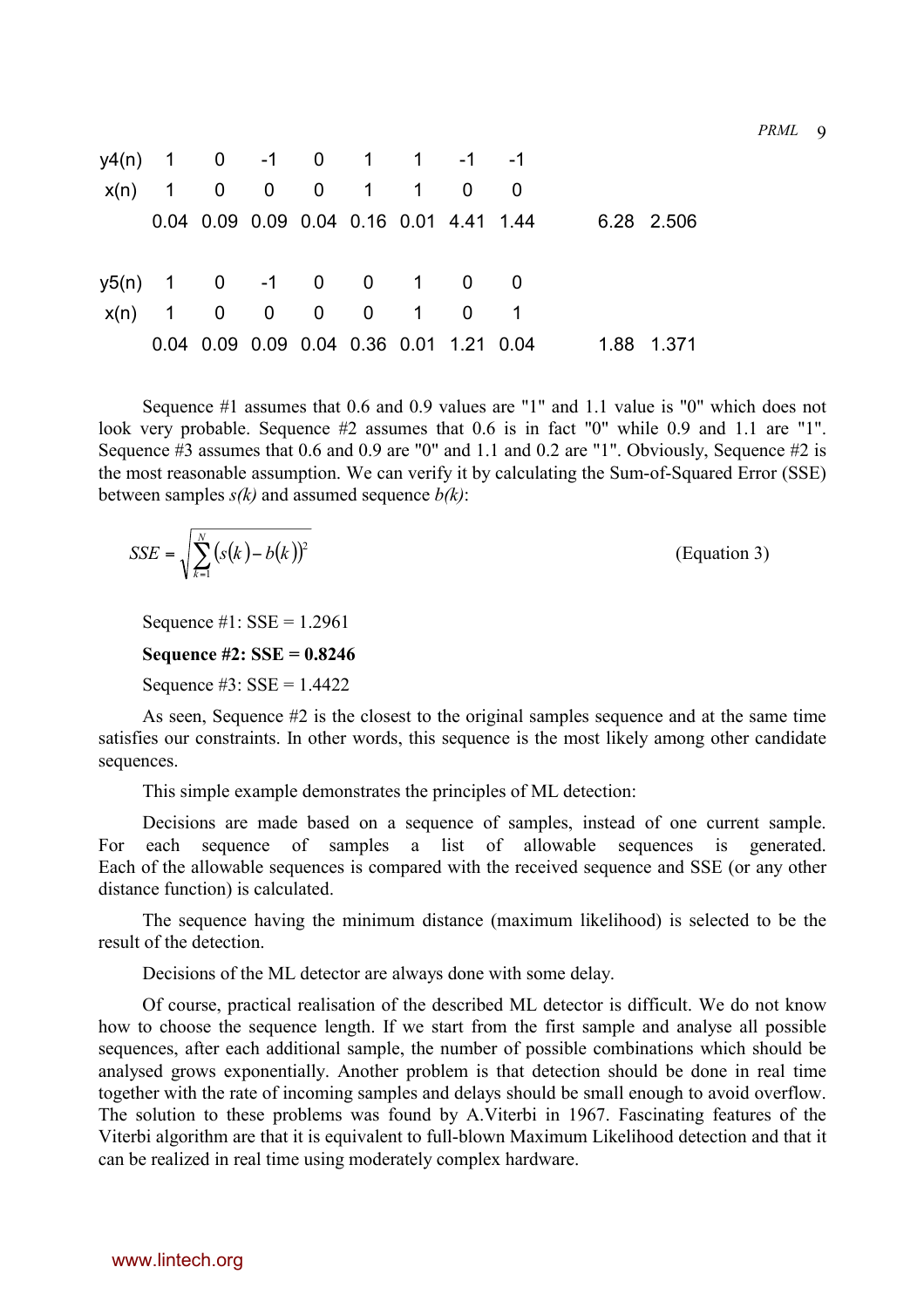| y4(n) | 1 | 0 | -1 | 0 | 1 | 1 | -1 | -1 | | |
|---|---|---|---|---|---|---|---|---|---|---|
| x(n) | 1 | 0 | 0 | 0 | 1 | 1 | 0 | 0 | | |
| | 0.04 | 0.09 | 0.09 | 0.04 | 0.16 | 0.01 | 4.41 | 1.44 | 6.28 | 2.506 |

| y5(n) | 1 | 0 | -1 | 0 | 0 | 1 | 0 | 0 | | |
|---|---|---|---|---|---|---|---|---|---|---|
| x(n) | 1 | 0 | 0 | 0 | 0 | 1 | 0 | 1 | | |
| | 0.04 | 0.09 | 0.09 | 0.04 | 0.36 | 0.01 | 1.21 | 0.04 | 1.88 | 1.371 |

Sequence #1 assumes that 0.6 and 0.9 values are "1" and 1.1 value is "0" which does not look very probable. Sequence #2 assumes that 0.6 is in fact "0" while 0.9 and 1.1 are "1". Sequence #3 assumes that 0.6 and 0.9 are "0" and 1.1 and 0.2 are "1". Obviously, Sequence #2 is the most reasonable assumption. We can verify it by calculating the Sum-of-Squared Error (SSE) between samples *s(k)* and assumed sequence *b(k)*:

$$SSE = \sqrt{\sum_{k=1}^{N} \left(s(k) - b(k)\right)^2} \qquad \text{(Equation 3)}$$

Sequence #1: SSE = 1.2961

**Sequence #2: SSE = 0.8246**

Sequence #3: SSE = 1.4422

As seen, Sequence #2 is the closest to the original samples sequence and at the same time satisfies our constraints. In other words, this sequence is the most likely among other candidate sequences.

This simple example demonstrates the principles of ML detection:

Decisions are made based on a sequence of samples, instead of one current sample. For each sequence of samples a list of allowable sequences is generated. Each of the allowable sequences is compared with the received sequence and SSE (or any other distance function) is calculated.

The sequence having the minimum distance (maximum likelihood) is selected to be the result of the detection.

Decisions of the ML detector are always done with some delay.

Of course, practical realisation of the described ML detector is difficult. We do not know how to choose the sequence length. If we start from the first sample and analyse all possible sequences, after each additional sample, the number of possible combinations which should be analysed grows exponentially. Another problem is that detection should be done in real time together with the rate of incoming samples and delays should be small enough to avoid overflow. The solution to these problems was found by A.Viterbi in 1967. Fascinating features of the Viterbi algorithm are that it is equivalent to full-blown Maximum Likelihood detection and that it can be realized in real time using moderately complex hardware.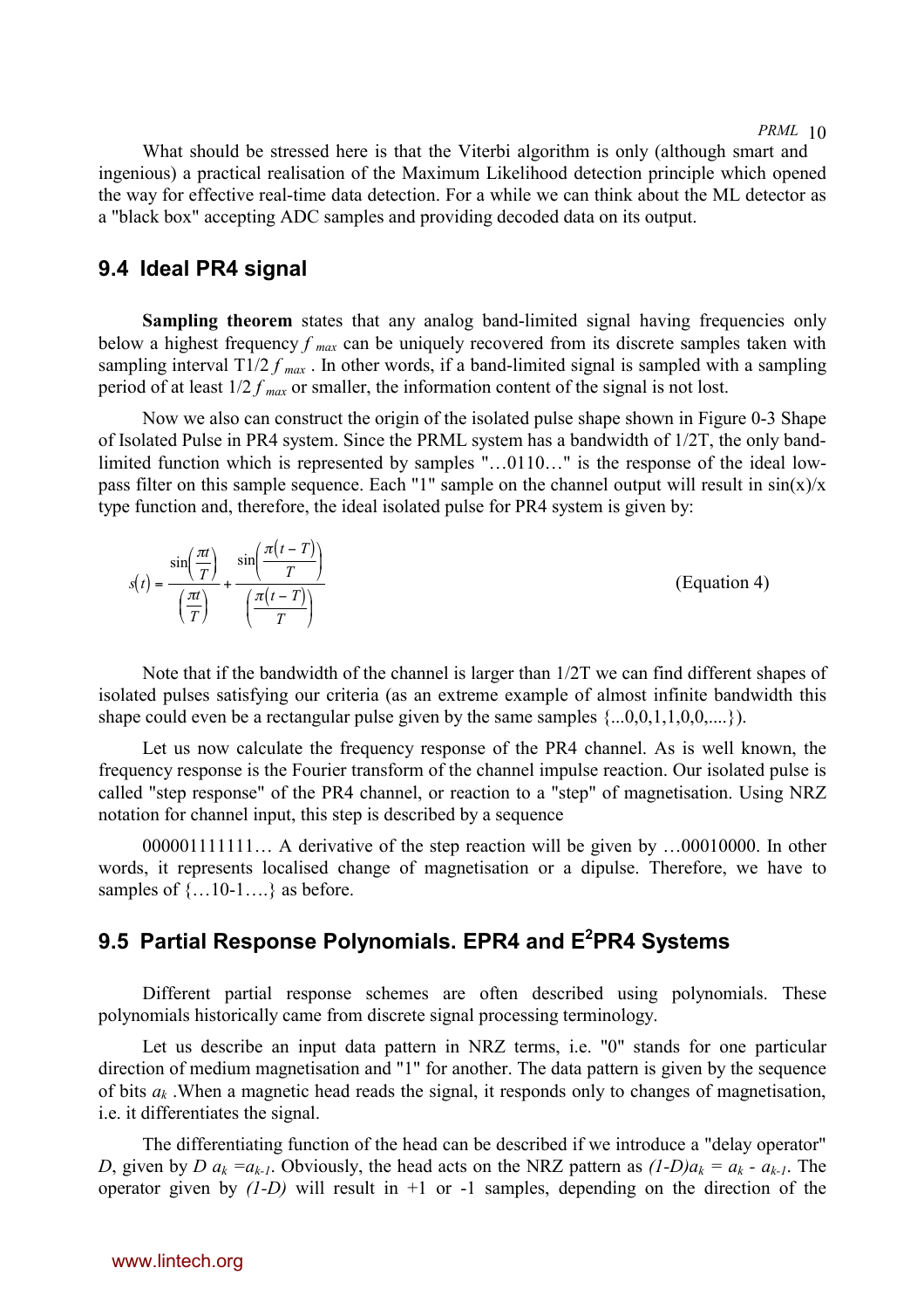What should be stressed here is that the Viterbi algorithm is only (although smart and ingenious) a practical realisation of the Maximum Likelihood detection principle which opened the way for effective real-time data detection. For a while we can think about the ML detector as a "black box" accepting ADC samples and providing decoded data on its output.

## 9.4 Ideal PR4 signal

**Sampling theorem** states that any analog band-limited signal having frequencies only below a highest frequency $f_{max}$ can be uniquely recovered from its discrete samples taken with sampling interval T1/2 $f_{max}$ . In other words, if a band-limited signal is sampled with a sampling period of at least 1/2 $f_{max}$ or smaller, the information content of the signal is not lost.

Now we also can construct the origin of the isolated pulse shape shown in Figure 0-3 Shape of Isolated Pulse in PR4 system. Since the PRML system has a bandwidth of 1/2T, the only band-limited function which is represented by samples "…0110…" is the response of the ideal low-pass filter on this sample sequence. Each "1" sample on the channel output will result in sin(x)/x type function and, therefore, the ideal isolated pulse for PR4 system is given by:

$$s(t) = \frac{\sin\left(\frac{\pi t}{T}\right)}{\left(\frac{\pi t}{T}\right)} + \frac{\sin\left(\frac{\pi(t-T)}{T}\right)}{\left(\frac{\pi(t-T)}{T}\right)} \qquad \text{(Equation 4)}$$

Note that if the bandwidth of the channel is larger than 1/2T we can find different shapes of isolated pulses satisfying our criteria (as an extreme example of almost infinite bandwidth this shape could even be a rectangular pulse given by the same samples {...0,0,1,1,0,0,....}).

Let us now calculate the frequency response of the PR4 channel. As is well known, the frequency response is the Fourier transform of the channel impulse reaction. Our isolated pulse is called "step response" of the PR4 channel, or reaction to a "step" of magnetisation. Using NRZ notation for channel input, this step is described by a sequence

000001111111… A derivative of the step reaction will be given by …00010000. In other words, it represents localised change of magnetisation or a dipulse. Therefore, we have to samples of {…10-1….} as before.

## 9.5 Partial Response Polynomials. EPR4 and E$^2$PR4 Systems

Different partial response schemes are often described using polynomials. These polynomials historically came from discrete signal processing terminology.

Let us describe an input data pattern in NRZ terms, i.e. "0" stands for one particular direction of medium magnetisation and "1" for another. The data pattern is given by the sequence of bits $a_k$ .When a magnetic head reads the signal, it responds only to changes of magnetisation, i.e. it differentiates the signal.

The differentiating function of the head can be described if we introduce a "delay operator" $D$, given by $D\,a_k = a_{k-1}$. Obviously, the head acts on the NRZ pattern as $(1-D)a_k = a_k - a_{k-1}$. The operator given by $(1-D)$ will result in +1 or -1 samples, depending on the direction of the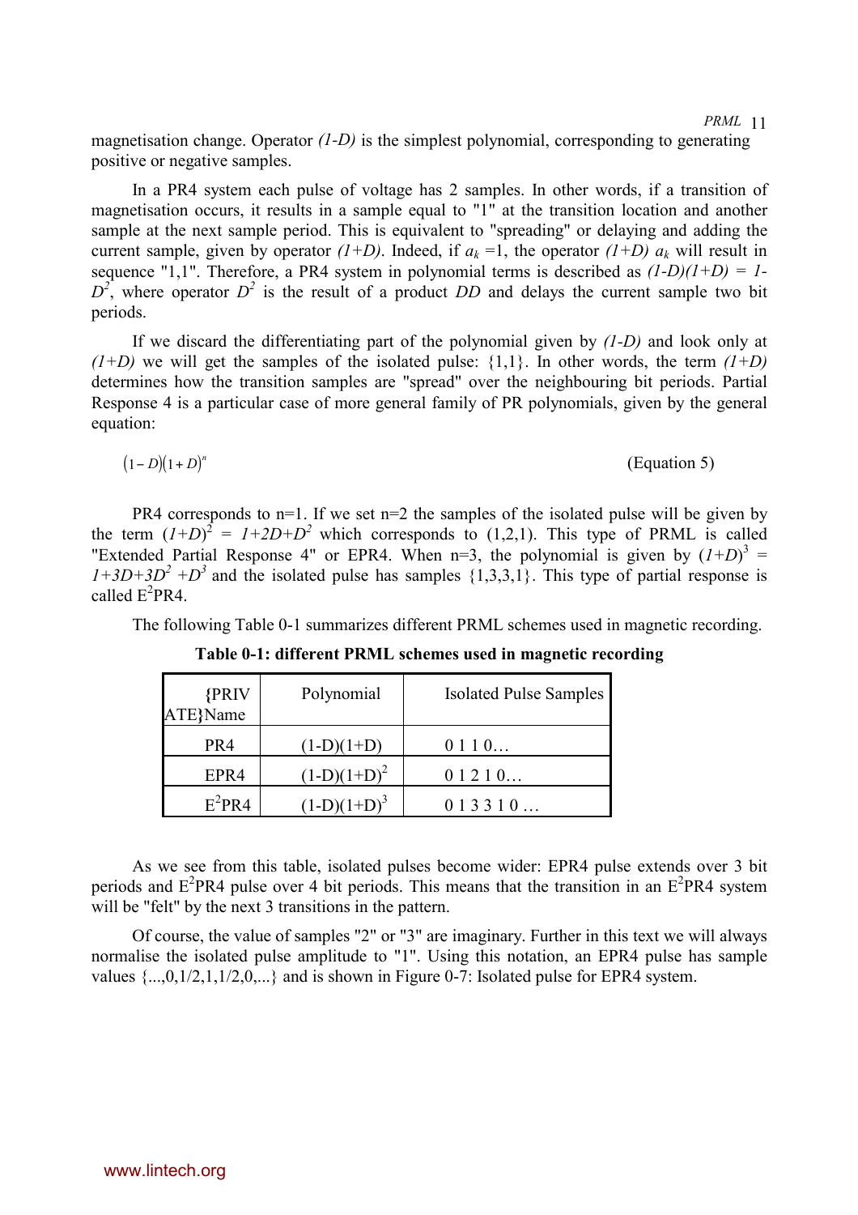magnetisation change. Operator *(1-D)* is the simplest polynomial, corresponding to generating positive or negative samples.

In a PR4 system each pulse of voltage has 2 samples. In other words, if a transition of magnetisation occurs, it results in a sample equal to "1" at the transition location and another sample at the next sample period. This is equivalent to "spreading" or delaying and adding the current sample, given by operator $(1+D)$. Indeed, if $a_k = 1$, the operator $(1+D)\, a_k$ will result in sequence "1,1". Therefore, a PR4 system in polynomial terms is described as $(1-D)(1+D) = 1-D^2$, where operator $D^2$ is the result of a product $DD$ and delays the current sample two bit periods.

If we discard the differentiating part of the polynomial given by $(1-D)$ and look only at $(1+D)$ we will get the samples of the isolated pulse: {1,1}. In other words, the term $(1+D)$ determines how the transition samples are "spread" over the neighbouring bit periods. Partial Response 4 is a particular case of more general family of PR polynomials, given by the general equation:

$$(1-D)(1+D)^n \qquad \text{(Equation 5)}$$

PR4 corresponds to n=1. If we set n=2 the samples of the isolated pulse will be given by the term $(1+D)^2 = 1+2D+D^2$ which corresponds to (1,2,1). This type of PRML is called "Extended Partial Response 4" or EPR4. When n=3, the polynomial is given by $(1+D)^3 = 1+3D+3D^2+D^3$ and the isolated pulse has samples {1,3,3,1}. This type of partial response is called $E^2$PR4.

The following Table 0-1 summarizes different PRML schemes used in magnetic recording.

**Table 0-1: different PRML schemes used in magnetic recording**

| {PRIVATE}Name | Polynomial | Isolated Pulse Samples |
|---|---|---|
| PR4 | $(1-D)(1+D)$ | 0 1 1 0… |
| EPR4 | $(1-D)(1+D)^2$ | 0 1 2 1 0… |
| $E^2$PR4 | $(1-D)(1+D)^3$ | 0 1 3 3 1 0 … |

As we see from this table, isolated pulses become wider: EPR4 pulse extends over 3 bit periods and $E^2$PR4 pulse over 4 bit periods. This means that the transition in an $E^2$PR4 system will be "felt" by the next 3 transitions in the pattern.

Of course, the value of samples "2" or "3" are imaginary. Further in this text we will always normalise the isolated pulse amplitude to "1". Using this notation, an EPR4 pulse has sample values {...,0,1/2,1,1/2,0,...} and is shown in Figure 0-7: Isolated pulse for EPR4 system.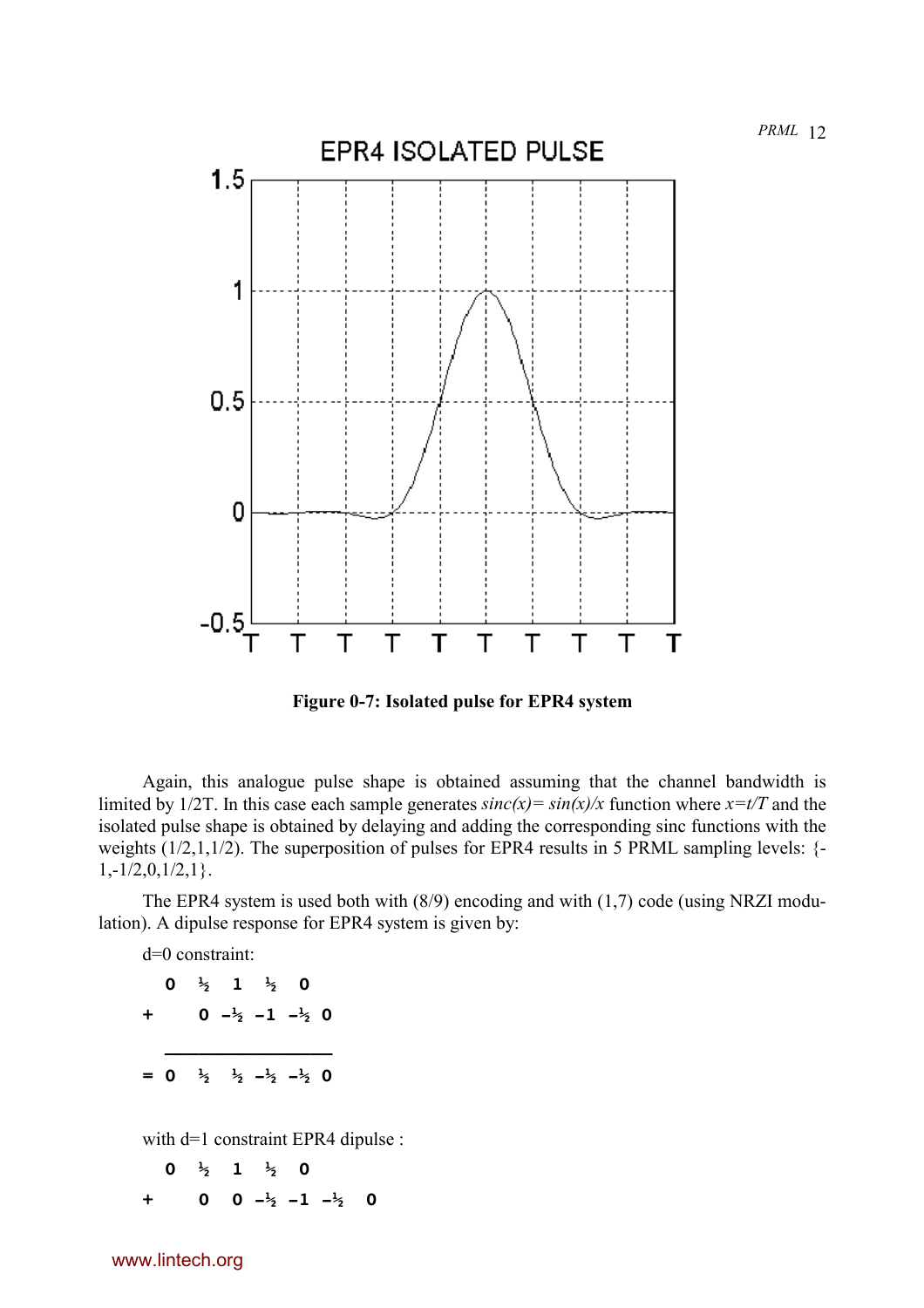EPR4 ISOLATED PULSE

**Figure 0-7: Isolated pulse for EPR4 system**

Again, this analogue pulse shape is obtained assuming that the channel bandwidth is limited by 1/2T. In this case each sample generates *sinc(x)= sin(x)/x* function where *x=t/T* and the isolated pulse shape is obtained by delaying and adding the corresponding sinc functions with the weights (1/2,1,1/2). The superposition of pulses for EPR4 results in 5 PRML sampling levels: {-1,-1/2,0,1/2,1}.

The EPR4 system is used both with (8/9) encoding and with (1,7) code (using NRZI modulation). A dipulse response for EPR4 system is given by:

d=0 constraint:

```
   0  ½  1  ½  0
+     0 -½ -1 -½ 0
   ________________
=  0  ½  ½ -½ -½ 0
```

with d=1 constraint EPR4 dipulse :

```
   0  ½  1  ½  0
+     0  0 -½ -1 -½  0
```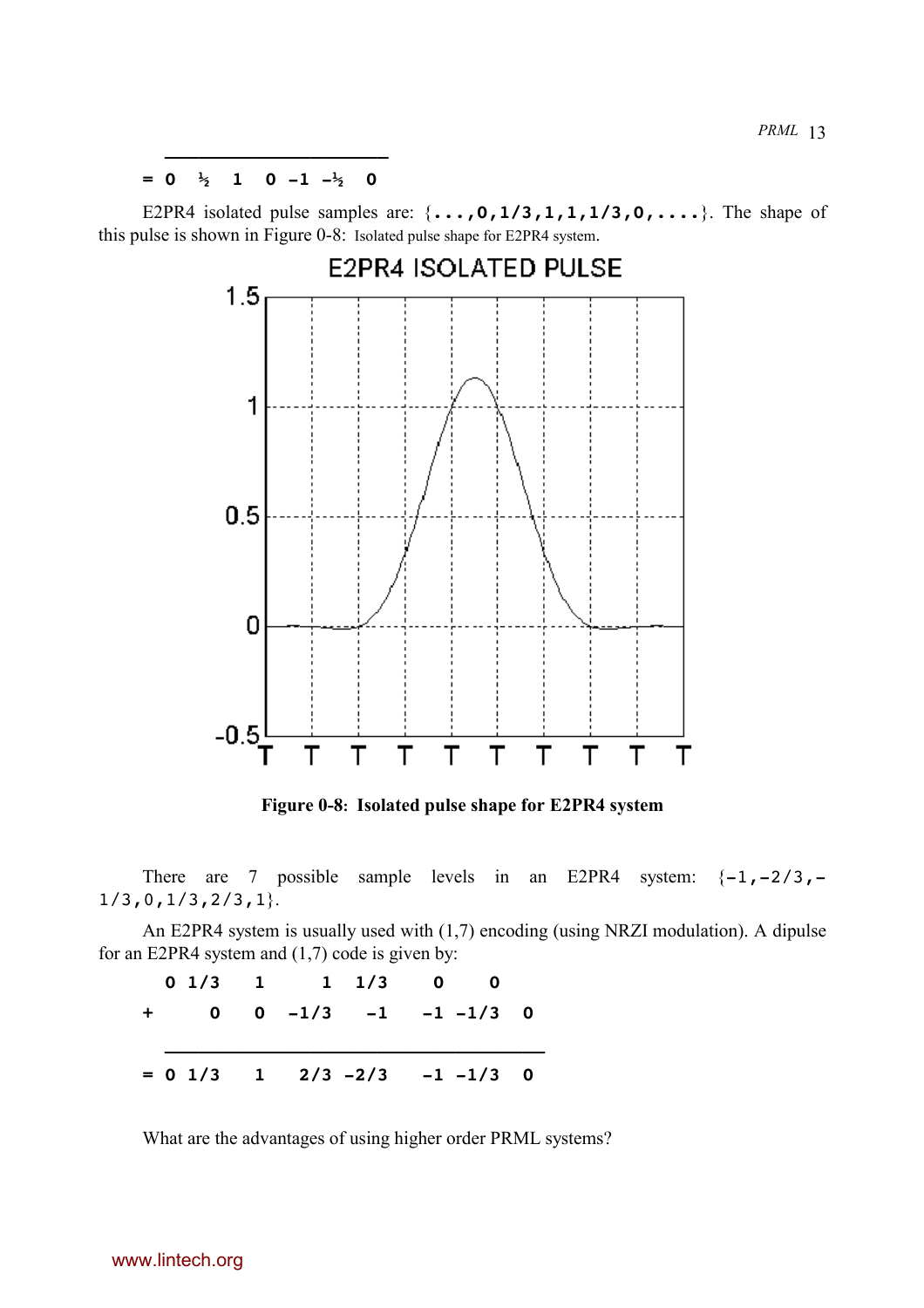```
    ________________________
=  0   ½   1   0  –1  –½   0
```

E2PR4 isolated pulse samples are: {**...,0,1/3,1,1,1/3,0,....**}. The shape of this pulse is shown in Figure 0-8: Isolated pulse shape for E2PR4 system.

**Figure 0-8: Isolated pulse shape for E2PR4 system**

There are 7 possible sample levels in an E2PR4 system: {-1,-2/3,-1/3,0,1/3,2/3,1}.

An E2PR4 system is usually used with (1,7) encoding (using NRZI modulation). A dipulse for an E2PR4 system and (1,7) code is given by:

```
   0  1/3   1     1   1/3    0    0
+       0   0   -1/3   -1   -1  -1/3   0
   ____________________________________
=  0  1/3   1    2/3  -2/3  -1  -1/3   0
```

What are the advantages of using higher order PRML systems?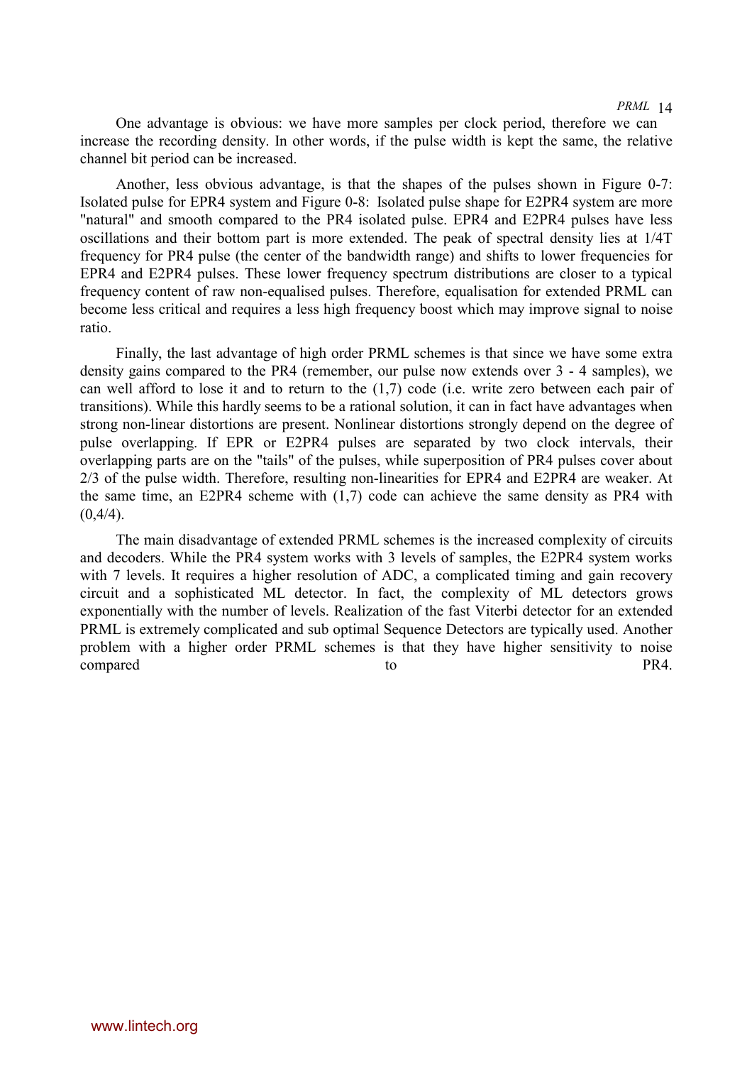One advantage is obvious: we have more samples per clock period, therefore we can increase the recording density. In other words, if the pulse width is kept the same, the relative channel bit period can be increased.

Another, less obvious advantage, is that the shapes of the pulses shown in Figure 0-7: Isolated pulse for EPR4 system and Figure 0-8: Isolated pulse shape for E2PR4 system are more "natural" and smooth compared to the PR4 isolated pulse. EPR4 and E2PR4 pulses have less oscillations and their bottom part is more extended. The peak of spectral density lies at 1/4T frequency for PR4 pulse (the center of the bandwidth range) and shifts to lower frequencies for EPR4 and E2PR4 pulses. These lower frequency spectrum distributions are closer to a typical frequency content of raw non-equalised pulses. Therefore, equalisation for extended PRML can become less critical and requires a less high frequency boost which may improve signal to noise ratio.

Finally, the last advantage of high order PRML schemes is that since we have some extra density gains compared to the PR4 (remember, our pulse now extends over 3 - 4 samples), we can well afford to lose it and to return to the (1,7) code (i.e. write zero between each pair of transitions). While this hardly seems to be a rational solution, it can in fact have advantages when strong non-linear distortions are present. Nonlinear distortions strongly depend on the degree of pulse overlapping. If EPR or E2PR4 pulses are separated by two clock intervals, their overlapping parts are on the "tails" of the pulses, while superposition of PR4 pulses cover about 2/3 of the pulse width. Therefore, resulting non-linearities for EPR4 and E2PR4 are weaker. At the same time, an E2PR4 scheme with (1,7) code can achieve the same density as PR4 with (0,4/4).

The main disadvantage of extended PRML schemes is the increased complexity of circuits and decoders. While the PR4 system works with 3 levels of samples, the E2PR4 system works with 7 levels. It requires a higher resolution of ADC, a complicated timing and gain recovery circuit and a sophisticated ML detector. In fact, the complexity of ML detectors grows exponentially with the number of levels. Realization of the fast Viterbi detector for an extended PRML is extremely complicated and sub optimal Sequence Detectors are typically used. Another problem with a higher order PRML schemes is that they have higher sensitivity to noise compared to PR4.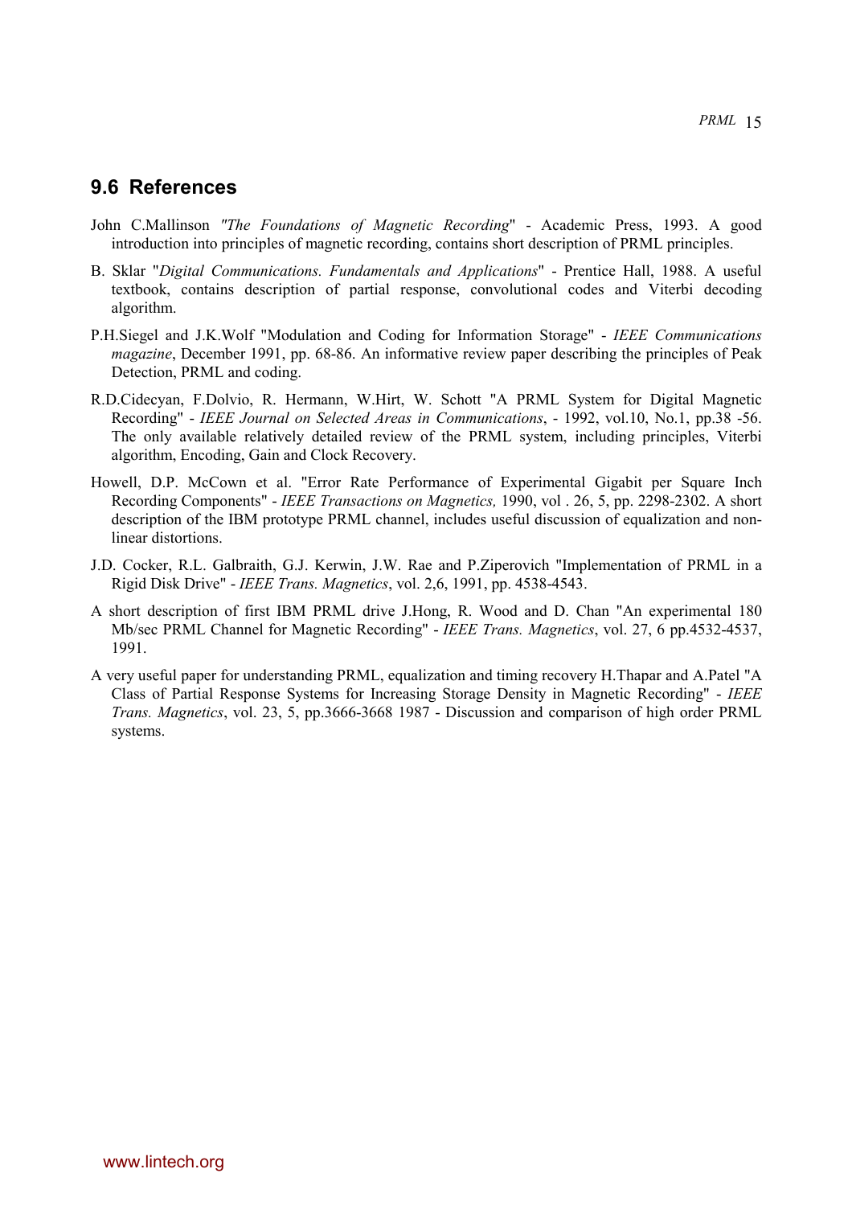## 9.6 References

John C.Mallinson *"The Foundations of Magnetic Recording*" - Academic Press, 1993. A good introduction into principles of magnetic recording, contains short description of PRML principles.

B. Sklar "*Digital Communications. Fundamentals and Applications*" - Prentice Hall, 1988. A useful textbook, contains description of partial response, convolutional codes and Viterbi decoding algorithm.

P.H.Siegel and J.K.Wolf "Modulation and Coding for Information Storage" - *IEEE Communications magazine*, December 1991, pp. 68-86. An informative review paper describing the principles of Peak Detection, PRML and coding.

R.D.Cidecyan, F.Dolvio, R. Hermann, W.Hirt, W. Schott "A PRML System for Digital Magnetic Recording" - *IEEE Journal on Selected Areas in Communications*, - 1992, vol.10, No.1, pp.38 -56. The only available relatively detailed review of the PRML system, including principles, Viterbi algorithm, Encoding, Gain and Clock Recovery.

Howell, D.P. McCown et al. "Error Rate Performance of Experimental Gigabit per Square Inch Recording Components" - *IEEE Transactions on Magnetics,* 1990, vol . 26, 5, pp. 2298-2302. A short description of the IBM prototype PRML channel, includes useful discussion of equalization and non-linear distortions.

J.D. Cocker, R.L. Galbraith, G.J. Kerwin, J.W. Rae and P.Ziperovich "Implementation of PRML in a Rigid Disk Drive" - *IEEE Trans. Magnetics*, vol. 2,6, 1991, pp. 4538-4543.

A short description of first IBM PRML drive J.Hong, R. Wood and D. Chan "An experimental 180 Mb/sec PRML Channel for Magnetic Recording" - *IEEE Trans. Magnetics*, vol. 27, 6 pp.4532-4537, 1991.

A very useful paper for understanding PRML, equalization and timing recovery H.Thapar and A.Patel "A Class of Partial Response Systems for Increasing Storage Density in Magnetic Recording" - *IEEE Trans. Magnetics*, vol. 23, 5, pp.3666-3668 1987 - Discussion and comparison of high order PRML systems.